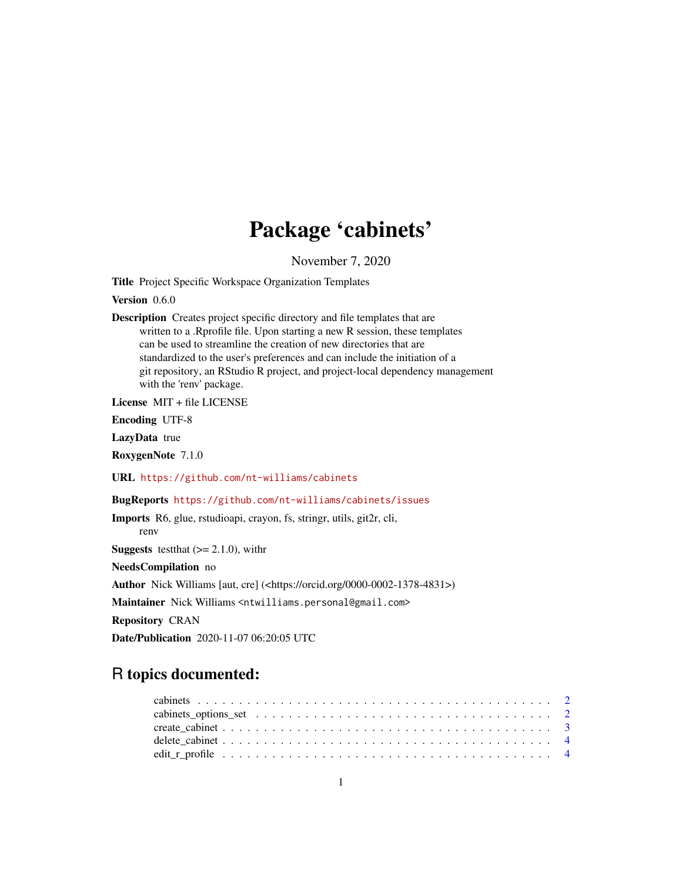# Package 'cabinets'

November 7, 2020

**Title** Project Specific Workspace Organization Templates

**Version** 0.6.0

**Description** Creates project specific directory and file templates that are written to a .Rprofile file. Upon starting a new R session, these templates can be used to streamline the creation of new directories that are standardized to the user's preferences and can include the initiation of a git repository, an RStudio R project, and project-local dependency management with the 'renv' package.

**License** MIT + file LICENSE

**Encoding** UTF-8

**LazyData** true

**RoxygenNote** 7.1.0

**URL** https://github.com/nt-williams/cabinets

**BugReports** https://github.com/nt-williams/cabinets/issues

**Imports** R6, glue, rstudioapi, crayon, fs, stringr, utils, git2r, cli, renv

**Suggests** testthat (>= 2.1.0), withr

**NeedsCompilation** no

**Author** Nick Williams [aut, cre] (<https://orcid.org/0000-0002-1378-4831>)

**Maintainer** Nick Williams <ntwilliams.personal@gmail.com>

**Repository** CRAN

**Date/Publication** 2020-11-07 06:20:05 UTC

## R topics documented:

cabinets . . . . . . . . . . . . . . . . . . . . . . . . . . . . . . . . . . . . . . . . . 2
cabinets_options_set . . . . . . . . . . . . . . . . . . . . . . . . . . . . . . . . . . . 2
create_cabinet . . . . . . . . . . . . . . . . . . . . . . . . . . . . . . . . . . . . . . 3
delete_cabinet . . . . . . . . . . . . . . . . . . . . . . . . . . . . . . . . . . . . . . 4
edit_r_profile . . . . . . . . . . . . . . . . . . . . . . . . . . . . . . . . . . . . . . 4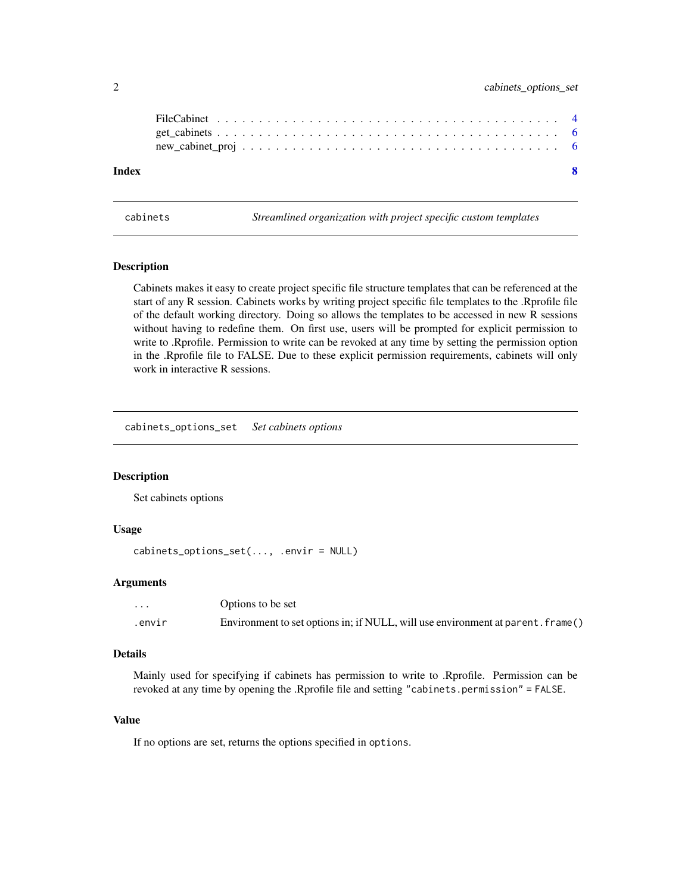FileCabinet . . . . . . . . . . . . . . . . . . . . . . . . . . . . . . . . . . . . . . . 4
get_cabinets . . . . . . . . . . . . . . . . . . . . . . . . . . . . . . . . . . . . . . . 6
new_cabinet_proj . . . . . . . . . . . . . . . . . . . . . . . . . . . . . . . . . . . . 6

**Index** **8**

---

## cabinets — *Streamlined organization with project specific custom templates*

### Description

Cabinets makes it easy to create project specific file structure templates that can be referenced at the start of any R session. Cabinets works by writing project specific file templates to the .Rprofile file of the default working directory. Doing so allows the templates to be accessed in new R sessions without having to redefine them. On first use, users will be prompted for explicit permission to write to .Rprofile. Permission to write can be revoked at any time by setting the permission option in the .Rprofile file to FALSE. Due to these explicit permission requirements, cabinets will only work in interactive R sessions.

---

## cabinets_options_set — *Set cabinets options*

### Description

Set cabinets options

### Usage

```
cabinets_options_set(..., .envir = NULL)
```

### Arguments

| | |
|---|---|
| `...` | Options to be set |
| `.envir` | Environment to set options in; if NULL, will use environment at `parent.frame()` |

### Details

Mainly used for specifying if cabinets has permission to write to .Rprofile. Permission can be revoked at any time by opening the .Rprofile file and setting `"cabinets.permission" = FALSE`.

### Value

If no options are set, returns the options specified in `options`.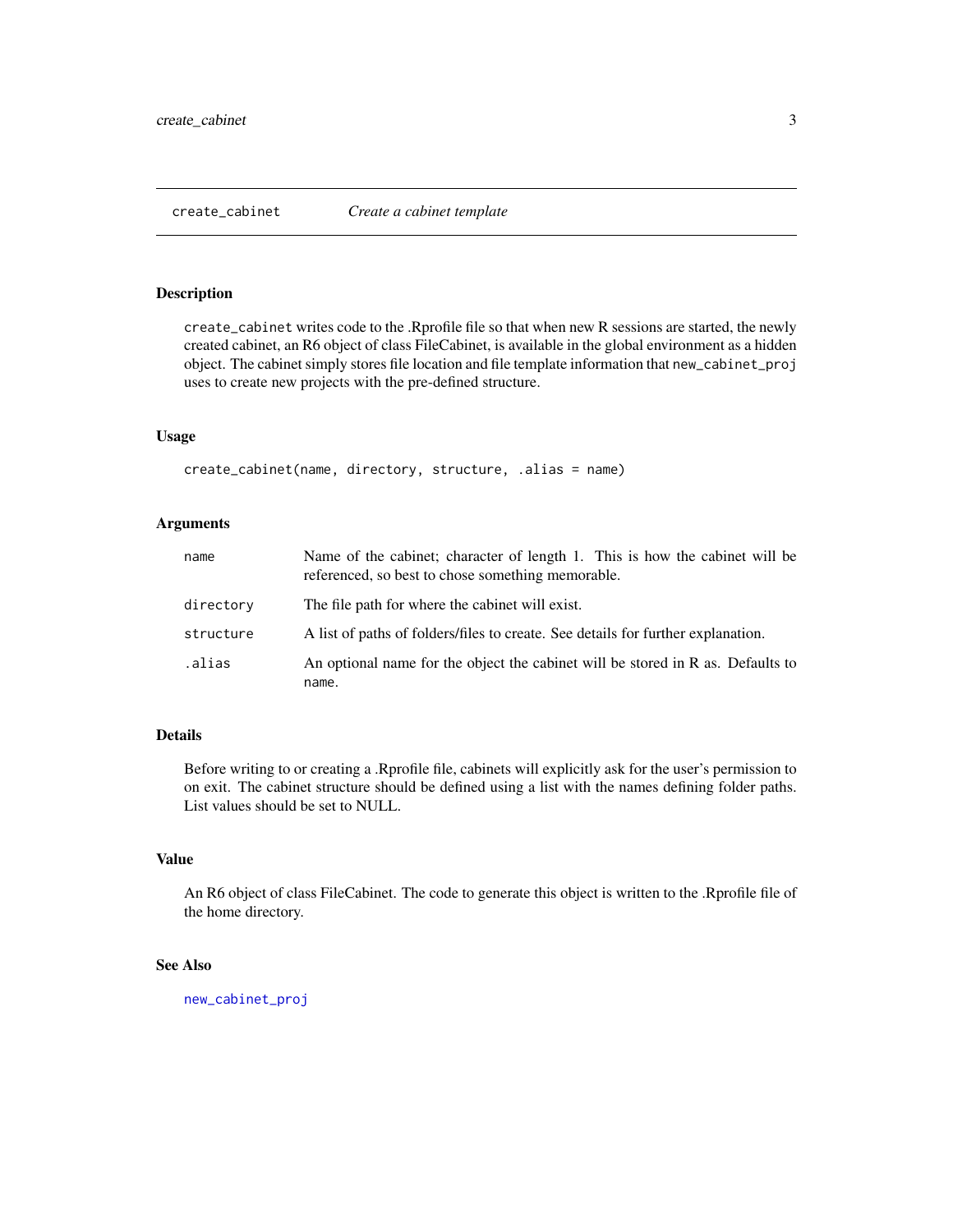## create_cabinet — *Create a cabinet template*

### Description

`create_cabinet` writes code to the .Rprofile file so that when new R sessions are started, the newly created cabinet, an R6 object of class FileCabinet, is available in the global environment as a hidden object. The cabinet simply stores file location and file template information that `new_cabinet_proj` uses to create new projects with the pre-defined structure.

### Usage

```
create_cabinet(name, directory, structure, .alias = name)
```

### Arguments

| | |
|---|---|
| `name` | Name of the cabinet; character of length 1. This is how the cabinet will be referenced, so best to chose something memorable. |
| `directory` | The file path for where the cabinet will exist. |
| `structure` | A list of paths of folders/files to create. See details for further explanation. |
| `.alias` | An optional name for the object the cabinet will be stored in R as. Defaults to `name`. |

### Details

Before writing to or creating a .Rprofile file, cabinets will explicitly ask for the user's permission to on exit. The cabinet structure should be defined using a list with the names defining folder paths. List values should be set to NULL.

### Value

An R6 object of class FileCabinet. The code to generate this object is written to the .Rprofile file of the home directory.

### See Also

`new_cabinet_proj`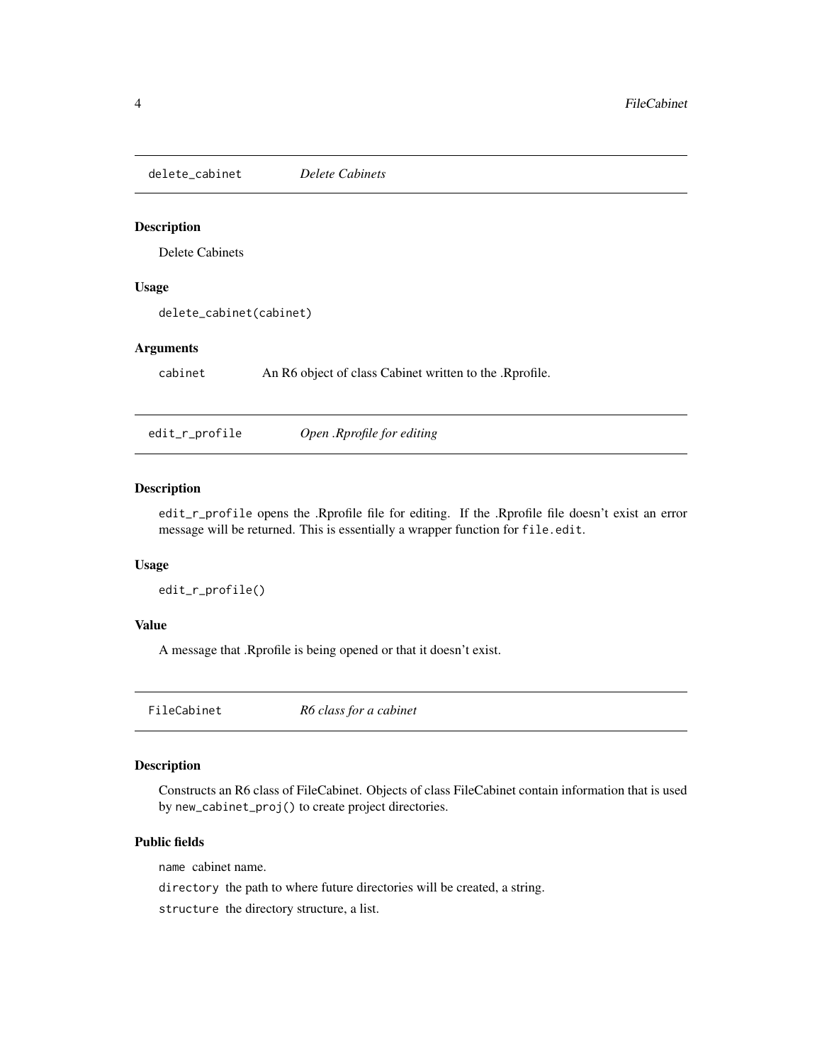## `delete_cabinet` *Delete Cabinets*

### Description

Delete Cabinets

### Usage

```
delete_cabinet(cabinet)
```

### Arguments

| | |
|---|---|
| `cabinet` | An R6 object of class Cabinet written to the .Rprofile. |

## `edit_r_profile` *Open .Rprofile for editing*

### Description

`edit_r_profile` opens the .Rprofile file for editing. If the .Rprofile file doesn't exist an error message will be returned. This is essentially a wrapper function for `file.edit`.

### Usage

```
edit_r_profile()
```

### Value

A message that .Rprofile is being opened or that it doesn't exist.

## `FileCabinet` *R6 class for a cabinet*

### Description

Constructs an R6 class of FileCabinet. Objects of class FileCabinet contain information that is used by `new_cabinet_proj()` to create project directories.

### Public fields

`name` cabinet name.

`directory` the path to where future directories will be created, a string.

`structure` the directory structure, a list.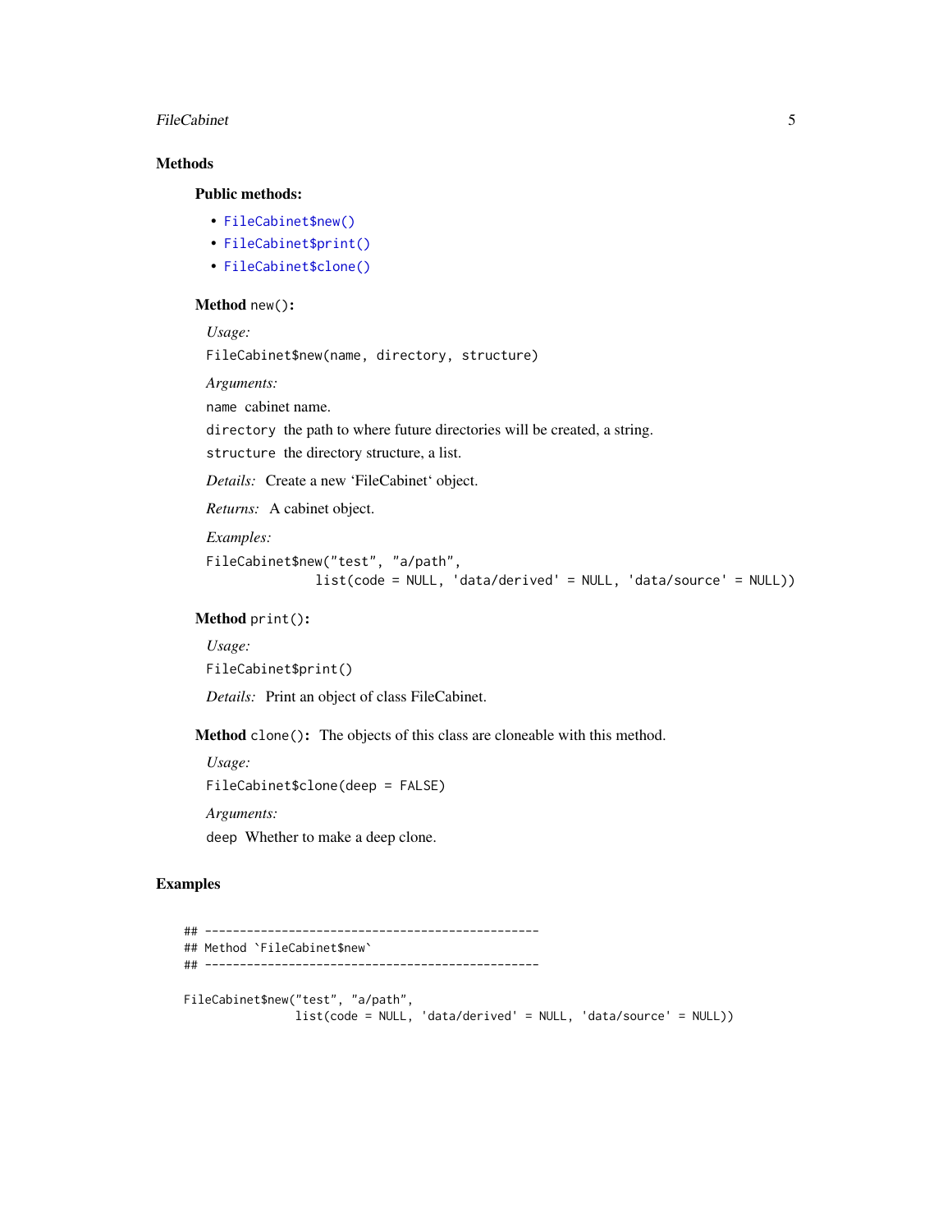## Methods

### Public methods:

- `FileCabinet$new()`
- `FileCabinet$print()`
- `FileCabinet$clone()`

### Method `new()`:

*Usage:*

```
FileCabinet$new(name, directory, structure)
```

*Arguments:*

`name` cabinet name.

`directory` the path to where future directories will be created, a string.

`structure` the directory structure, a list.

*Details:* Create a new ‘FileCabinet‘ object.

*Returns:* A cabinet object.

*Examples:*

```
FileCabinet$new("test", "a/path",
               list(code = NULL, 'data/derived' = NULL, 'data/source' = NULL))
```

### Method `print()`:

*Usage:*

```
FileCabinet$print()
```

*Details:* Print an object of class FileCabinet.

### Method `clone()`: The objects of this class are cloneable with this method.

*Usage:*

```
FileCabinet$clone(deep = FALSE)
```

*Arguments:*

`deep` Whether to make a deep clone.

## Examples

```
## ------------------------------------------------
## Method `FileCabinet$new`
## ------------------------------------------------

FileCabinet$new("test", "a/path",
               list(code = NULL, 'data/derived' = NULL, 'data/source' = NULL))
```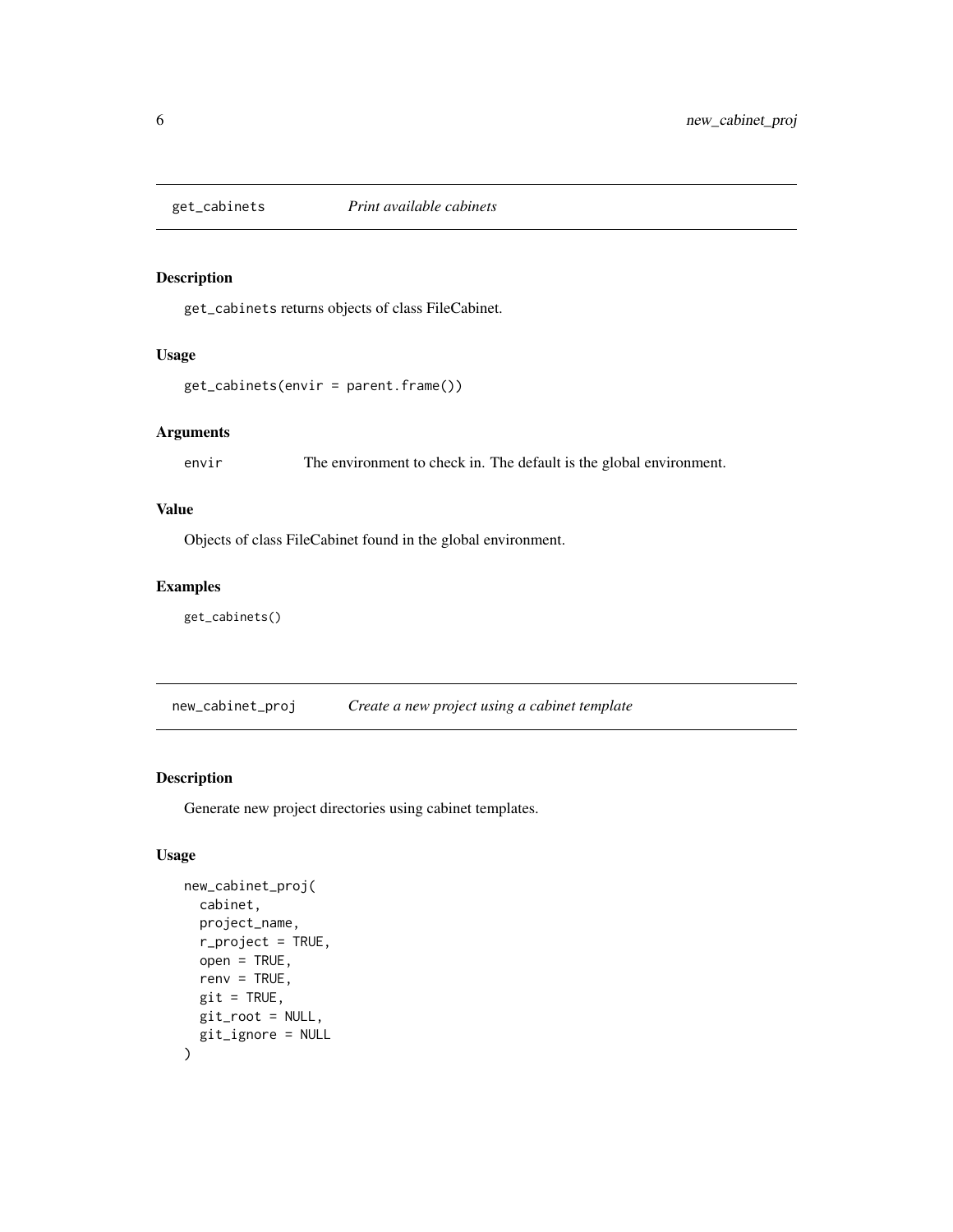## get_cabinets *Print available cabinets*

### Description

get_cabinets returns objects of class FileCabinet.

### Usage

```
get_cabinets(envir = parent.frame())
```

### Arguments

| | |
|---|---|
| envir | The environment to check in. The default is the global environment. |

### Value

Objects of class FileCabinet found in the global environment.

### Examples

```
get_cabinets()
```

## new_cabinet_proj *Create a new project using a cabinet template*

### Description

Generate new project directories using cabinet templates.

### Usage

```
new_cabinet_proj(
  cabinet,
  project_name,
  r_project = TRUE,
  open = TRUE,
  renv = TRUE,
  git = TRUE,
  git_root = NULL,
  git_ignore = NULL
)
```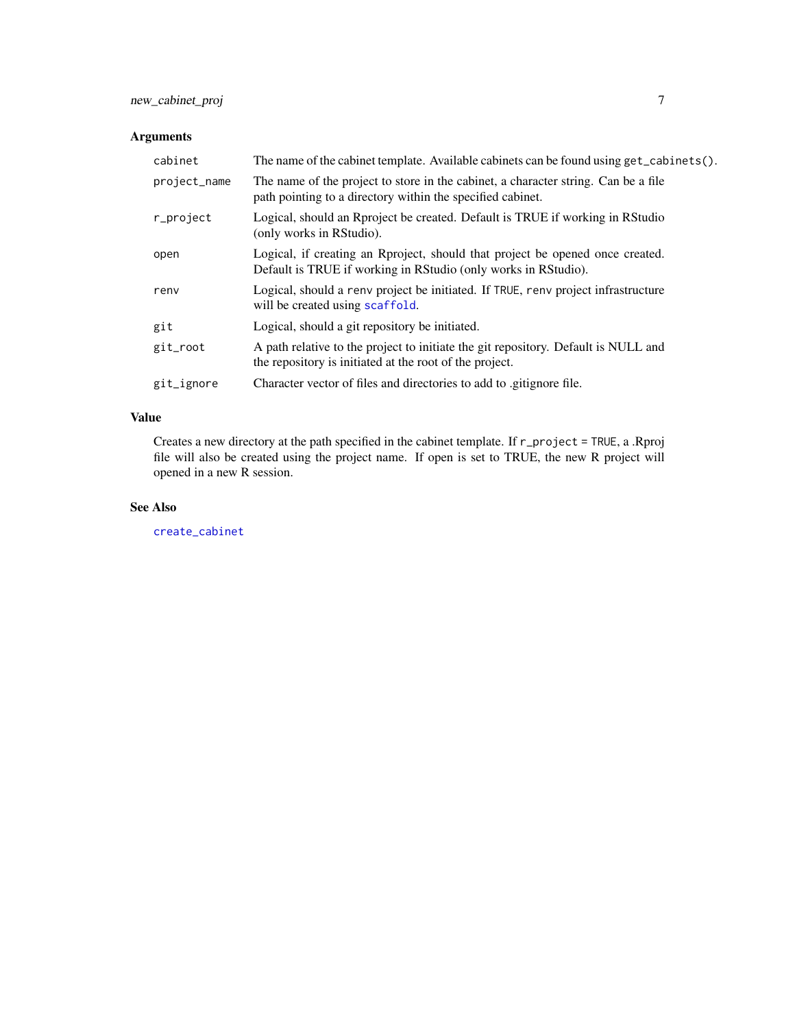## Arguments

| | |
|---|---|
| `cabinet` | The name of the cabinet template. Available cabinets can be found using `get_cabinets()`. |
| `project_name` | The name of the project to store in the cabinet, a character string. Can be a file path pointing to a directory within the specified cabinet. |
| `r_project` | Logical, should an Rproject be created. Default is TRUE if working in RStudio (only works in RStudio). |
| `open` | Logical, if creating an Rproject, should that project be opened once created. Default is TRUE if working in RStudio (only works in RStudio). |
| `renv` | Logical, should a `renv` project be initiated. If `TRUE`, `renv` project infrastructure will be created using `scaffold`. |
| `git` | Logical, should a git repository be initiated. |
| `git_root` | A path relative to the project to initiate the git repository. Default is NULL and the repository is initiated at the root of the project. |
| `git_ignore` | Character vector of files and directories to add to .gitignore file. |

## Value

Creates a new directory at the path specified in the cabinet template. If `r_project = TRUE`, a .Rproj file will also be created using the project name. If open is set to TRUE, the new R project will opened in a new R session.

## See Also

`create_cabinet`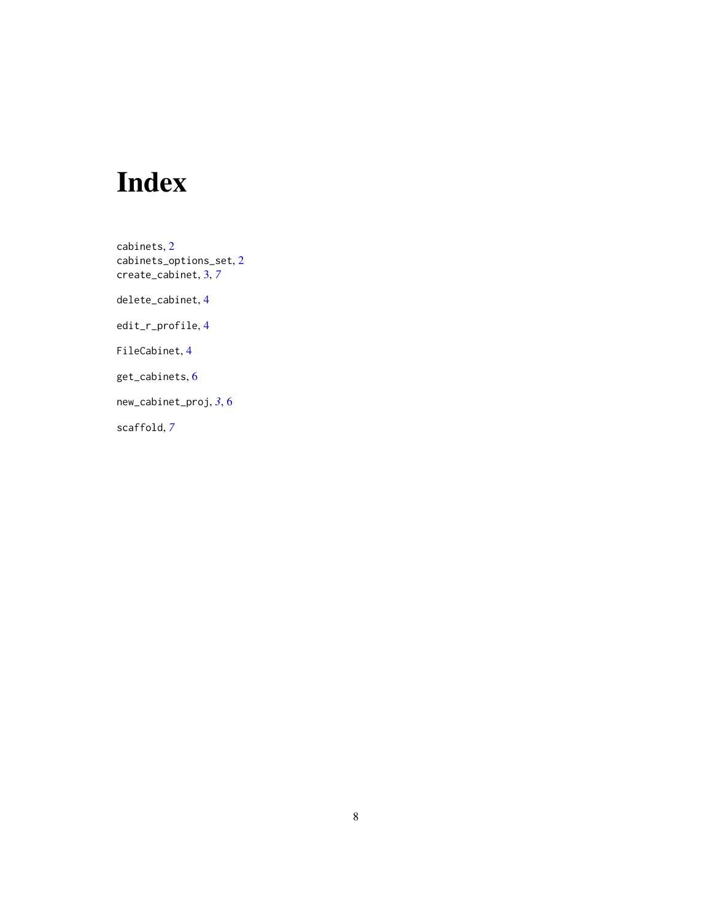# Index

cabinets, 2
cabinets_options_set, 2
create_cabinet, 3, *7*

delete_cabinet, 4

edit_r_profile, 4

FileCabinet, 4

get_cabinets, 6

new_cabinet_proj, *3*, 6

scaffold, *7*